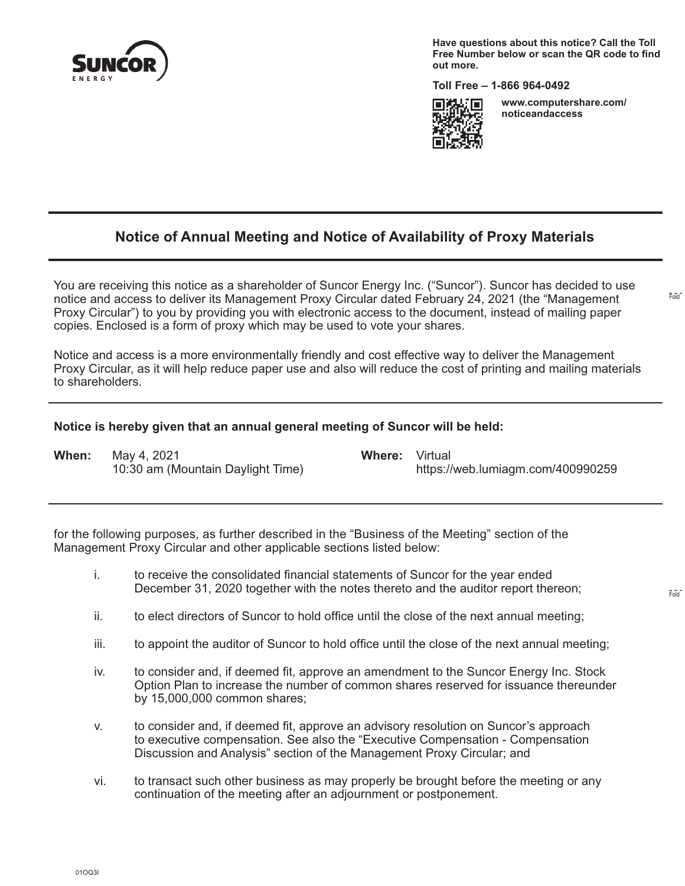SUNCOR ENERGY

**Have questions about this notice? Call the Toll Free Number below or scan the QR code to find out more.**

**Toll Free – 1-866 964-0492**

**www.computershare.com/noticeandaccess**

# Notice of Annual Meeting and Notice of Availability of Proxy Materials

You are receiving this notice as a shareholder of Suncor Energy Inc. ("Suncor"). Suncor has decided to use notice and access to deliver its Management Proxy Circular dated February 24, 2021 (the "Management Proxy Circular") to you by providing you with electronic access to the document, instead of mailing paper copies. Enclosed is a form of proxy which may be used to vote your shares.

Notice and access is a more environmentally friendly and cost effective way to deliver the Management Proxy Circular, as it will help reduce paper use and also will reduce the cost of printing and mailing materials to shareholders.

**Notice is hereby given that an annual general meeting of Suncor will be held:**

**When:** May 4, 2021
10:30 am (Mountain Daylight Time)

**Where:** Virtual
https://web.lumiagm.com/400990259

for the following purposes, as further described in the "Business of the Meeting" section of the Management Proxy Circular and other applicable sections listed below:

i. to receive the consolidated financial statements of Suncor for the year ended December 31, 2020 together with the notes thereto and the auditor report thereon;

ii. to elect directors of Suncor to hold office until the close of the next annual meeting;

iii. to appoint the auditor of Suncor to hold office until the close of the next annual meeting;

iv. to consider and, if deemed fit, approve an amendment to the Suncor Energy Inc. Stock Option Plan to increase the number of common shares reserved for issuance thereunder by 15,000,000 common shares;

v. to consider and, if deemed fit, approve an advisory resolution on Suncor's approach to executive compensation. See also the "Executive Compensation - Compensation Discussion and Analysis" section of the Management Proxy Circular; and

vi. to transact such other business as may properly be brought before the meeting or any continuation of the meeting after an adjournment or postponement.

01OQ3I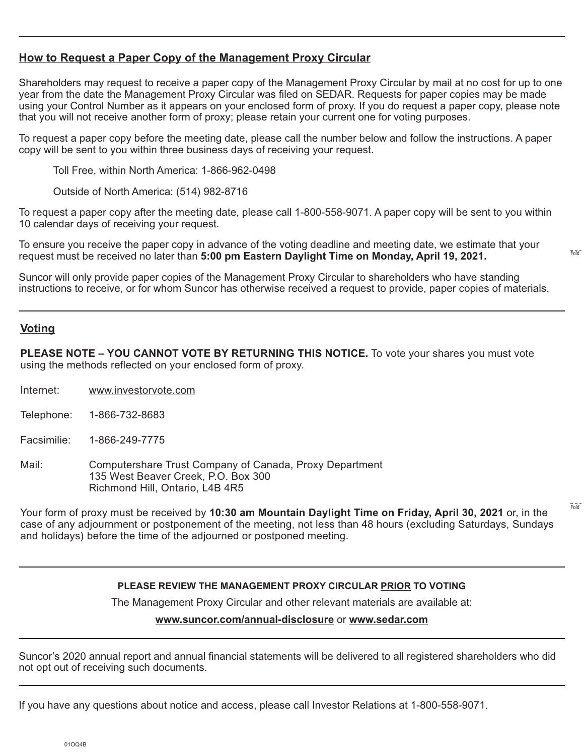## How to Request a Paper Copy of the Management Proxy Circular

Shareholders may request to receive a paper copy of the Management Proxy Circular by mail at no cost for up to one year from the date the Management Proxy Circular was filed on SEDAR. Requests for paper copies may be made using your Control Number as it appears on your enclosed form of proxy. If you do request a paper copy, please note that you will not receive another form of proxy; please retain your current one for voting purposes.

To request a paper copy before the meeting date, please call the number below and follow the instructions. A paper copy will be sent to you within three business days of receiving your request.

Toll Free, within North America: 1-866-962-0498

Outside of North America: (514) 982-8716

To request a paper copy after the meeting date, please call 1-800-558-9071. A paper copy will be sent to you within 10 calendar days of receiving your request.

To ensure you receive the paper copy in advance of the voting deadline and meeting date, we estimate that your request must be received no later than **5:00 pm Eastern Daylight Time on Monday, April 19, 2021.**

Suncor will only provide paper copies of the Management Proxy Circular to shareholders who have standing instructions to receive, or for whom Suncor has otherwise received a request to provide, paper copies of materials.

## Voting

**PLEASE NOTE – YOU CANNOT VOTE BY RETURNING THIS NOTICE.** To vote your shares you must vote using the methods reflected on your enclosed form of proxy.

Internet: www.investorvote.com

Telephone: 1-866-732-8683

Facsimilie: 1-866-249-7775

Mail: Computershare Trust Company of Canada, Proxy Department
135 West Beaver Creek, P.O. Box 300
Richmond Hill, Ontario, L4B 4R5

Your form of proxy must be received by **10:30 am Mountain Daylight Time on Friday, April 30, 2021** or, in the case of any adjournment or postponement of the meeting, not less than 48 hours (excluding Saturdays, Sundays and holidays) before the time of the adjourned or postponed meeting.

**PLEASE REVIEW THE MANAGEMENT PROXY CIRCULAR PRIOR TO VOTING**

The Management Proxy Circular and other relevant materials are available at:

**www.suncor.com/annual-disclosure** or **www.sedar.com**

Suncor's 2020 annual report and annual financial statements will be delivered to all registered shareholders who did not opt out of receiving such documents.

If you have any questions about notice and access, please call Investor Relations at 1-800-558-9071.

01OQ4B